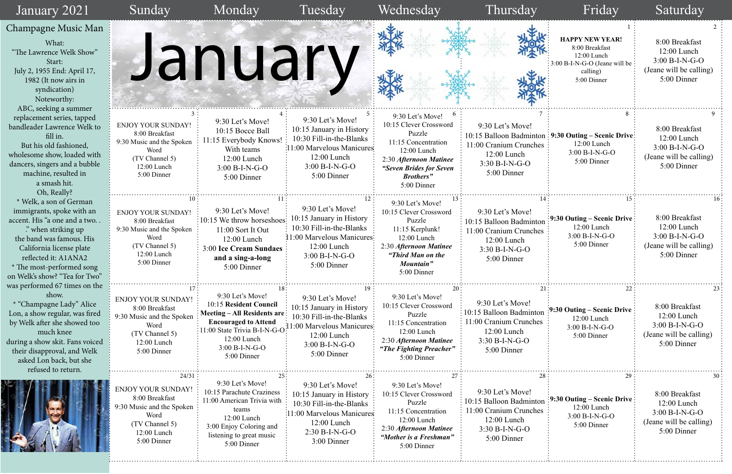# January 2021

## Champagne Music Man

What:
"The Lawrence Welk Show"
Start:
July 2, 1955 End: April 17, 1982 (It now airs in syndication)
Noteworthy:
ABC, seeking a summer replacement series, tapped bandleader Lawrence Welk to fill in.
But his old fashioned, wholesome show, loaded with dancers, singers and a bubble machine, resulted in a smash hit.
Oh, Really?
* Welk, a son of German immigrants, spoke with an accent. His "a one and a two. . ." when striking up the band was famous. His California license plate reflected it: A1ANA2
* The most-performed song on Welk's show? "Tea for Two" was performed 67 times on the show.
* "Champagne Lady" Alice Lon, a show regular, was fired by Welk after she showed too much knee during a show skit. Fans voiced their disapproval, and Welk asked Lon back, but she refused to return.

| Sunday | Monday | Tuesday | Wednesday | Thursday | Friday | Saturday |
|---|---|---|---|---|---|---|
| | | | | | 1<br>**HAPPY NEW YEAR!**<br>8:00 Breakfast<br>12:00 Lunch<br>3:00 B-I-N-G-O (Jeane will be calling)<br>5:00 Dinner | 2<br>8:00 Breakfast<br>12:00 Lunch<br>3:00 B-I-N-G-O<br>(Jeane will be calling)<br>5:00 Dinner |
| 3<br>ENJOY YOUR SUNDAY!<br>8:00 Breakfast<br>9:30 Music and the Spoken Word<br>(TV Channel 5)<br>12:00 Lunch<br>5:00 Dinner | 4<br>9:30 Let's Move!<br>10:15 Bocce Ball<br>11:15 Everybody Knows! With teams<br>12:00 Lunch<br>3:00 B-I-N-G-O<br>5:00 Dinner | 5<br>9:30 Let's Move!<br>10:15 January in History<br>10:30 Fill-in-the-Blanks<br>11:00 Marvelous Manicures<br>12:00 Lunch<br>3:00 B-I-N-G-O<br>5:00 Dinner | 6<br>9:30 Let's Move!<br>10:15 Clever Crossword Puzzle<br>11:15 Concentration<br>12:00 Lunch<br>2:30 ***Afternoon Matinee "Seven Brides for Seven Brothers"***<br>5:00 Dinner | 7<br>9:30 Let's Move!<br>10:15 Balloon Badminton<br>11:00 Cranium Crunches<br>12:00 Lunch<br>3:30 B-I-N-G-O<br>5:00 Dinner | 8<br>**9:30 Outing – Scenic Drive**<br>12:00 Lunch<br>3:00 B-I-N-G-O<br>5:00 Dinner | 9<br>8:00 Breakfast<br>12:00 Lunch<br>3:00 B-I-N-G-O<br>(Jeane will be calling)<br>5:00 Dinner |
| 10<br>ENJOY YOUR SUNDAY!<br>8:00 Breakfast<br>9:30 Music and the Spoken Word<br>(TV Channel 5)<br>12:00 Lunch<br>5:00 Dinner | 11<br>9:30 Let's Move!<br>10:15 We throw horseshoes<br>11:00 Sort It Out<br>12:00 Lunch<br>3:00 **Ice Cream Sundaes and a sing-a-long**<br>5:00 Dinner | 12<br>9:30 Let's Move!<br>10:15 January in History<br>10:30 Fill-in-the-Blanks<br>11:00 Marvelous Manicures<br>12:00 Lunch<br>3:00 B-I-N-G-O<br>5:00 Dinner | 13<br>9:30 Let's Move!<br>10:15 Clever Crossword Puzzle<br>11:15 Kerplunk!<br>12:00 Lunch<br>2:30 ***Afternoon Matinee "Third Man on the Mountain"***<br>5:00 Dinner | 14<br>9:30 Let's Move!<br>10:15 Balloon Badminton<br>11:00 Cranium Crunches<br>12:00 Lunch<br>3:30 B-I-N-G-O<br>5:00 Dinner | 15<br>**9:30 Outing – Scenic Drive**<br>12:00 Lunch<br>3:00 B-I-N-G-O<br>5:00 Dinner | 16<br>8:00 Breakfast<br>12:00 Lunch<br>3:00 B-I-N-G-O<br>(Jeane will be calling)<br>5:00 Dinner |
| 17<br>ENJOY YOUR SUNDAY!<br>8:00 Breakfast<br>9:30 Music and the Spoken Word<br>(TV Channel 5)<br>12:00 Lunch<br>5:00 Dinner | 18<br>9:30 Let's Move!<br>10:15 **Resident Council Meeting – All Residents are Encouraged to Attend**<br>11:00 State Trivia B-I-N-G-O<br>12:00 Lunch<br>3:00 B-I-N-G-O<br>5:00 Dinner | 19<br>9:30 Let's Move!<br>10:15 January in History<br>10:30 Fill-in-the-Blanks<br>11:00 Marvelous Manicures<br>12:00 Lunch<br>3:00 B-I-N-G-O<br>5:00 Dinner | 20<br>9:30 Let's Move!<br>10:15 Clever Crossword Puzzle<br>11:15 Concentration<br>12:00 Lunch<br>2:30 ***Afternoon Matinee "The Fighting Preacher"***<br>5:00 Dinner | 21<br>9:30 Let's Move!<br>10:15 Balloon Badminton<br>11:00 Cranium Crunches<br>12:00 Lunch<br>3:30 B-I-N-G-O<br>5:00 Dinner | 22<br>**9:30 Outing – Scenic Drive**<br>12:00 Lunch<br>3:00 B-I-N-G-O<br>5:00 Dinner | 23<br>8:00 Breakfast<br>12:00 Lunch<br>3:00 B-I-N-G-O<br>(Jeane will be calling)<br>5:00 Dinner |
| 24/31<br>ENJOY YOUR SUNDAY!<br>8:00 Breakfast<br>9:30 Music and the Spoken Word<br>(TV Channel 5)<br>12:00 Lunch<br>5:00 Dinner | 25<br>9:30 Let's Move!<br>10:15 Parachute Craziness<br>11:00 American Trivia with teams<br>12:00 Lunch<br>3:00 Enjoy Coloring and listening to great music<br>5:00 Dinner | 26<br>9:30 Let's Move!<br>10:15 January in History<br>10:30 Fill-in-the-Blanks<br>11:00 Marvelous Manicures<br>12:00 Lunch<br>2:30 B-I-N-G-O<br>3:00 Dinner | 27<br>9:30 Let's Move!<br>10:15 Clever Crossword Puzzle<br>11:15 Concentration<br>12:00 Lunch<br>2:30 ***Afternoon Matinee "Mother is a Freshman"***<br>5:00 Dinner | 28<br>9:30 Let's Move!<br>10:15 Balloon Badminton<br>11:00 Cranium Crunches<br>12:00 Lunch<br>3:30 B-I-N-G-O<br>5:00 Dinner | 29<br>**9:30 Outing – Scenic Drive**<br>12:00 Lunch<br>3:00 B-I-N-G-O<br>5:00 Dinner | 30<br>8:00 Breakfast<br>12:00 Lunch<br>3:00 B-I-N-G-O<br>(Jeane will be calling)<br>5:00 Dinner |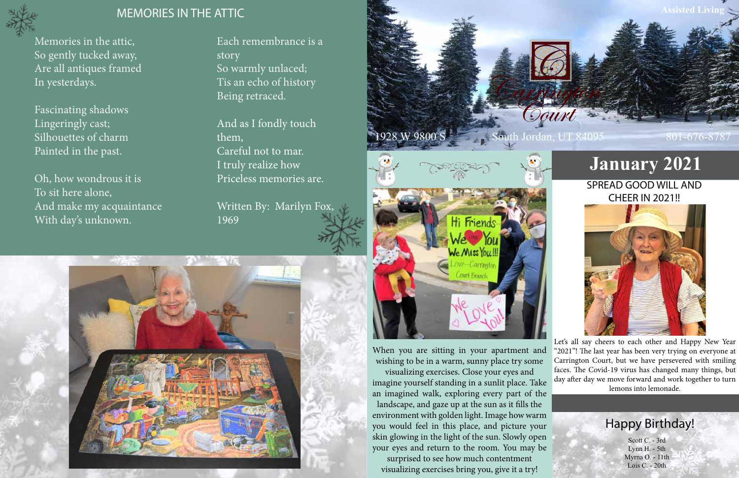## MEMORIES IN THE ATTIC

Memories in the attic,
So gently tucked away,
Are all antiques framed
In yesterdays.

Fascinating shadows
Lingeringly cast;
Silhouettes of charm
Painted in the past.

Oh, how wondrous it is
To sit here alone,
And make my acquaintance
With day's unknown.

Each remembrance is a story
So warmly unlaced;
Tis an echo of history
Being retraced.

And as I fondly touch them,
Careful not to mar.
I truly realize how
Priceless memories are.

Written By: Marilyn Fox, 1969

Assisted Living

Carrington Court

1928 W 9800 S South Jordan, UT 84095 801-676-8787

When you are sitting in your apartment and wishing to be in a warm, sunny place try some visualizing exercises. Close your eyes and imagine yourself standing in a sunlit place. Take an imagined walk, exploring every part of the landscape, and gaze up at the sun as it fills the environment with golden light. Image how warm you would feel in this place, and picture your skin glowing in the light of the sun. Slowly open your eyes and return to the room. You may be surprised to see how much contentment visualizing exercises bring you, give it a try!

# January 2021

## SPREAD GOOD WILL AND CHEER IN 2021!!

Let's all say cheers to each other and Happy New Year "2021"! The last year has been very trying on everyone at Carrington Court, but we have persevered with smiling faces. The Covid-19 virus has changed many things, but day after day we move forward and work together to turn lemons into lemonade.

## Happy Birthday!

Scott C. - 3rd
Lynn H. - 5th
Myrna O. - 11th
Lois C. - 20th